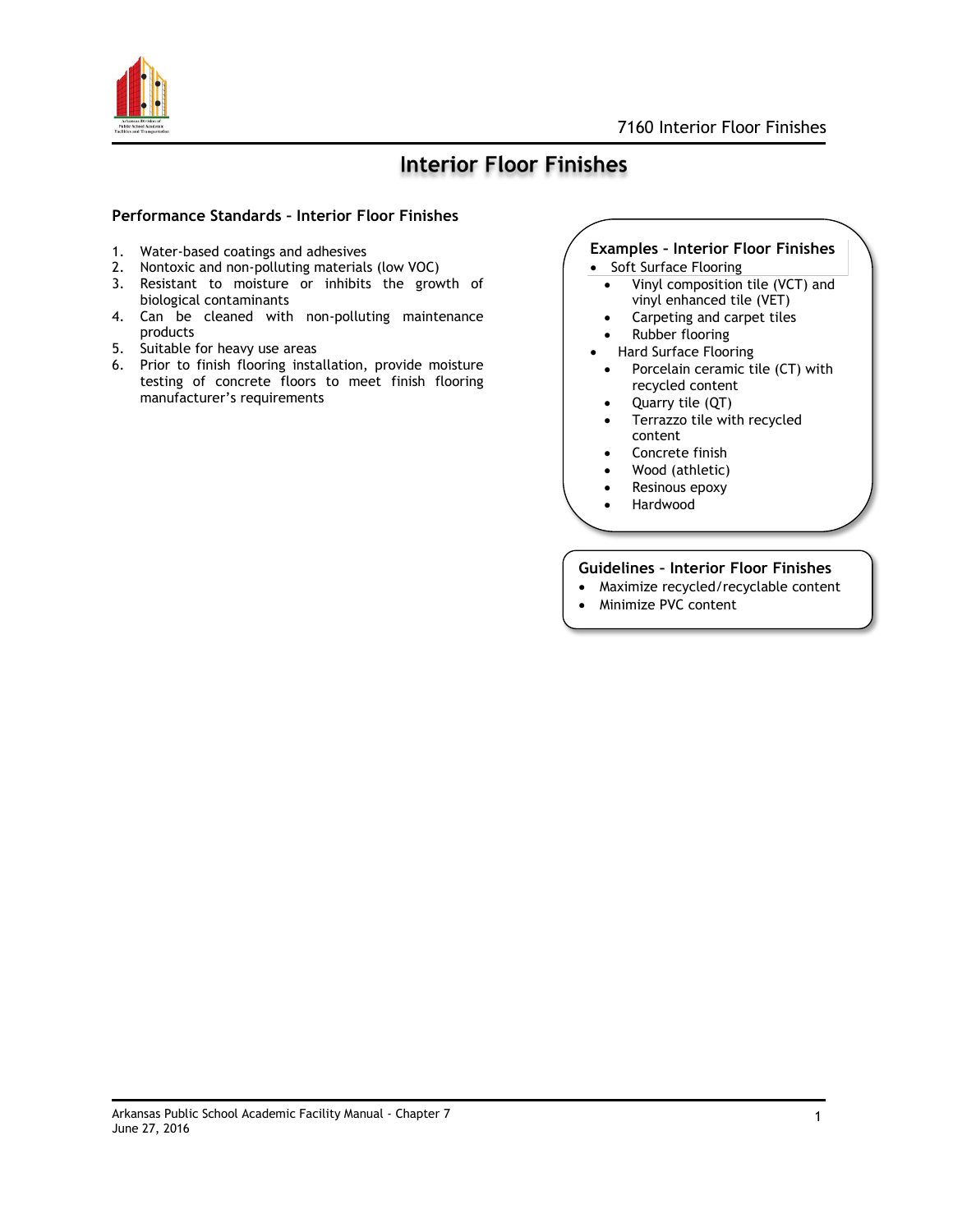# Interior Floor Finishes

### Performance Standards – Interior Floor Finishes

1. Water-based coatings and adhesives
2. Nontoxic and non-polluting materials (low VOC)
3. Resistant to moisture or inhibits the growth of biological contaminants
4. Can be cleaned with non-polluting maintenance products
5. Suitable for heavy use areas
6. Prior to finish flooring installation, provide moisture testing of concrete floors to meet finish flooring manufacturer's requirements

### Examples – Interior Floor Finishes

- Soft Surface Flooring
  - Vinyl composition tile (VCT) and vinyl enhanced tile (VET)
  - Carpeting and carpet tiles
  - Rubber flooring
- Hard Surface Flooring
  - Porcelain ceramic tile (CT) with recycled content
  - Quarry tile (QT)
  - Terrazzo tile with recycled content
  - Concrete finish
  - Wood (athletic)
  - Resinous epoxy
  - Hardwood

### Guidelines – Interior Floor Finishes

- Maximize recycled/recyclable content
- Minimize PVC content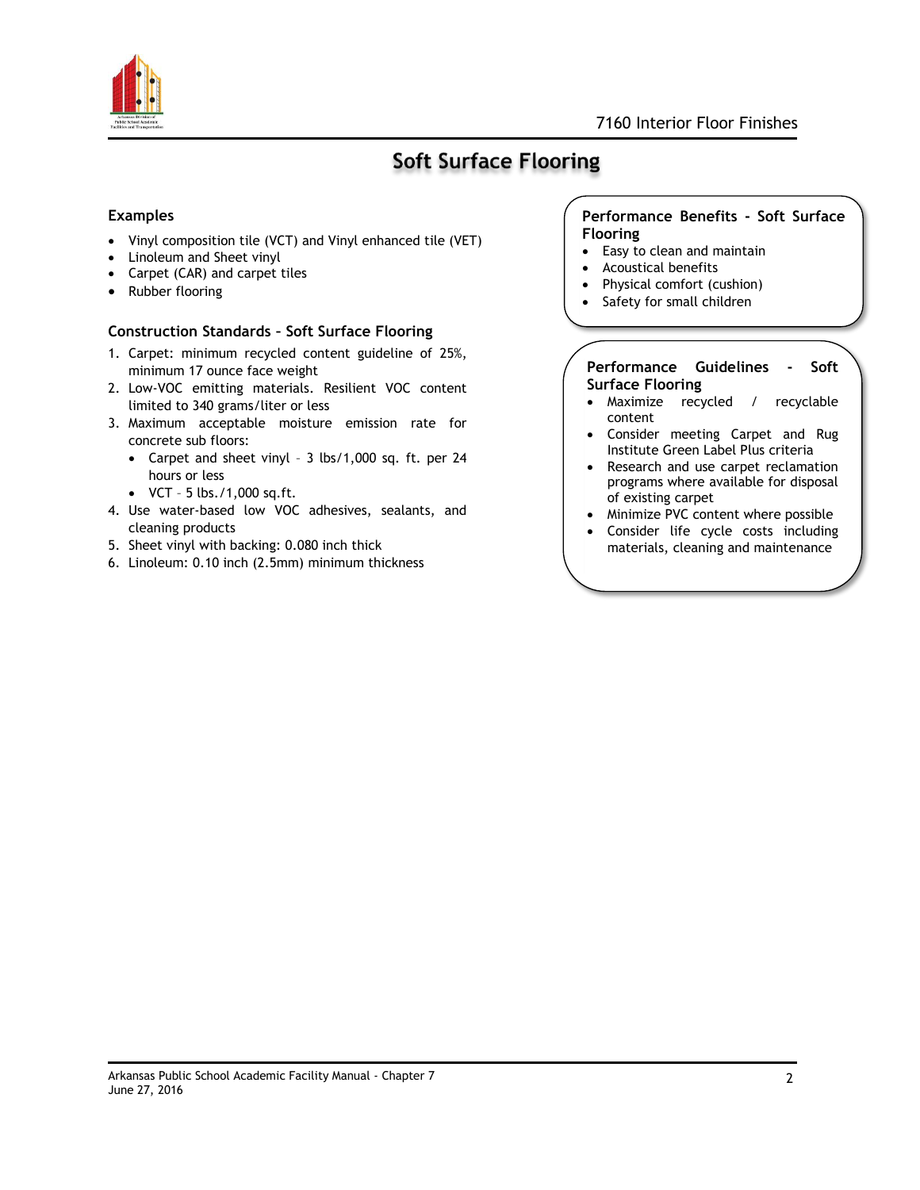# Soft Surface Flooring

## Examples

- Vinyl composition tile (VCT) and Vinyl enhanced tile (VET)
- Linoleum and Sheet vinyl
- Carpet (CAR) and carpet tiles
- Rubber flooring

## Construction Standards – Soft Surface Flooring

1. Carpet: minimum recycled content guideline of 25%, minimum 17 ounce face weight
2. Low-VOC emitting materials. Resilient VOC content limited to 340 grams/liter or less
3. Maximum acceptable moisture emission rate for concrete sub floors:
   - Carpet and sheet vinyl – 3 lbs/1,000 sq. ft. per 24 hours or less
   - VCT – 5 lbs./1,000 sq.ft.
4. Use water-based low VOC adhesives, sealants, and cleaning products
5. Sheet vinyl with backing: 0.080 inch thick
6. Linoleum: 0.10 inch (2.5mm) minimum thickness

## Performance Benefits - Soft Surface Flooring

- Easy to clean and maintain
- Acoustical benefits
- Physical comfort (cushion)
- Safety for small children

## Performance Guidelines - Soft Surface Flooring

- Maximize recycled / recyclable content
- Consider meeting Carpet and Rug Institute Green Label Plus criteria
- Research and use carpet reclamation programs where available for disposal of existing carpet
- Minimize PVC content where possible
- Consider life cycle costs including materials, cleaning and maintenance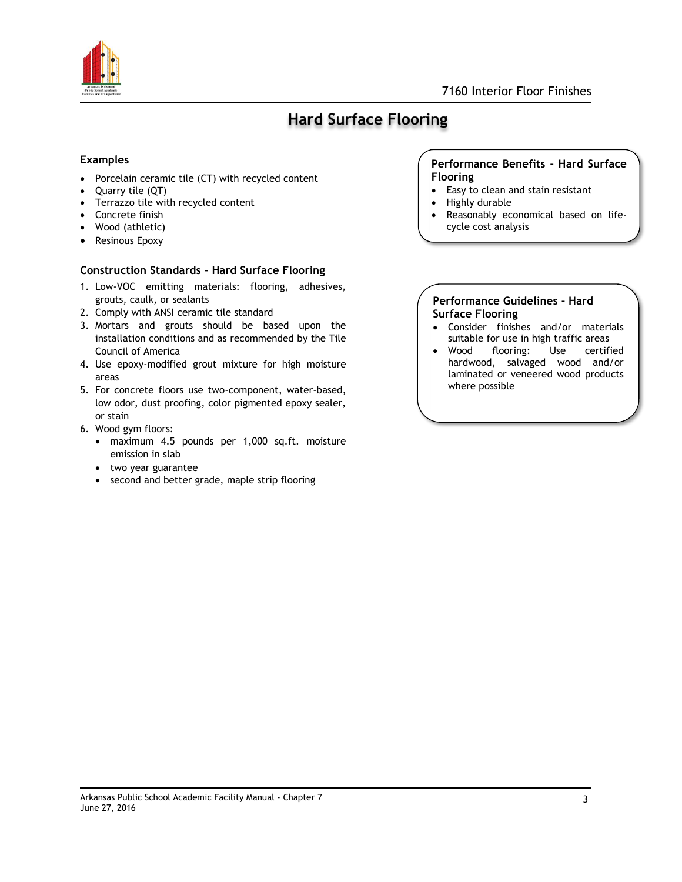# Hard Surface Flooring

### Examples

- Porcelain ceramic tile (CT) with recycled content
- Quarry tile (QT)
- Terrazzo tile with recycled content
- Concrete finish
- Wood (athletic)
- Resinous Epoxy

### Construction Standards – Hard Surface Flooring

1. Low-VOC emitting materials: flooring, adhesives, grouts, caulk, or sealants
2. Comply with ANSI ceramic tile standard
3. Mortars and grouts should be based upon the installation conditions and as recommended by the Tile Council of America
4. Use epoxy-modified grout mixture for high moisture areas
5. For concrete floors use two-component, water-based, low odor, dust proofing, color pigmented epoxy sealer, or stain
6. Wood gym floors:
   - maximum 4.5 pounds per 1,000 sq.ft. moisture emission in slab
   - two year guarantee
   - second and better grade, maple strip flooring

### Performance Benefits - Hard Surface Flooring

- Easy to clean and stain resistant
- Highly durable
- Reasonably economical based on life-cycle cost analysis

### Performance Guidelines - Hard Surface Flooring

- Consider finishes and/or materials suitable for use in high traffic areas
- Wood flooring: Use certified hardwood, salvaged wood and/or laminated or veneered wood products where possible